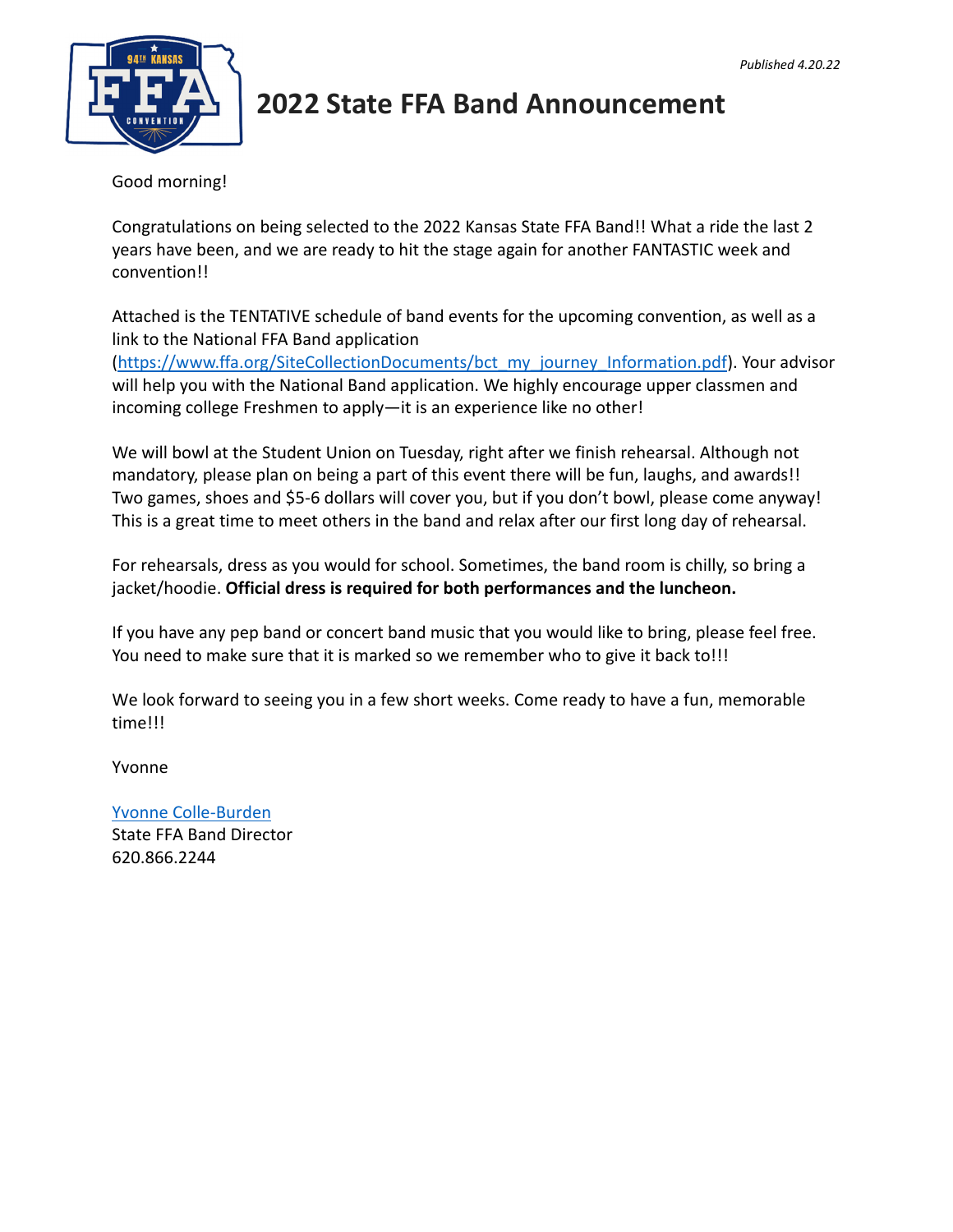*Published 4.20.22*

# 2022 State FFA Band Announcement

Good morning!

Congratulations on being selected to the 2022 Kansas State FFA Band!! What a ride the last 2 years have been, and we are ready to hit the stage again for another FANTASTIC week and convention!!

Attached is the TENTATIVE schedule of band events for the upcoming convention, as well as a link to the National FFA Band application (https://www.ffa.org/SiteCollectionDocuments/bct_my_journey_Information.pdf). Your advisor will help you with the National Band application. We highly encourage upper classmen and incoming college Freshmen to apply—it is an experience like no other!

We will bowl at the Student Union on Tuesday, right after we finish rehearsal. Although not mandatory, please plan on being a part of this event there will be fun, laughs, and awards!! Two games, shoes and $5-6 dollars will cover you, but if you don't bowl, please come anyway! This is a great time to meet others in the band and relax after our first long day of rehearsal.

For rehearsals, dress as you would for school. Sometimes, the band room is chilly, so bring a jacket/hoodie. **Official dress is required for both performances and the luncheon.**

If you have any pep band or concert band music that you would like to bring, please feel free. You need to make sure that it is marked so we remember who to give it back to!!!

We look forward to seeing you in a few short weeks. Come ready to have a fun, memorable time!!!

Yvonne

Yvonne Colle-Burden
State FFA Band Director
620.866.2244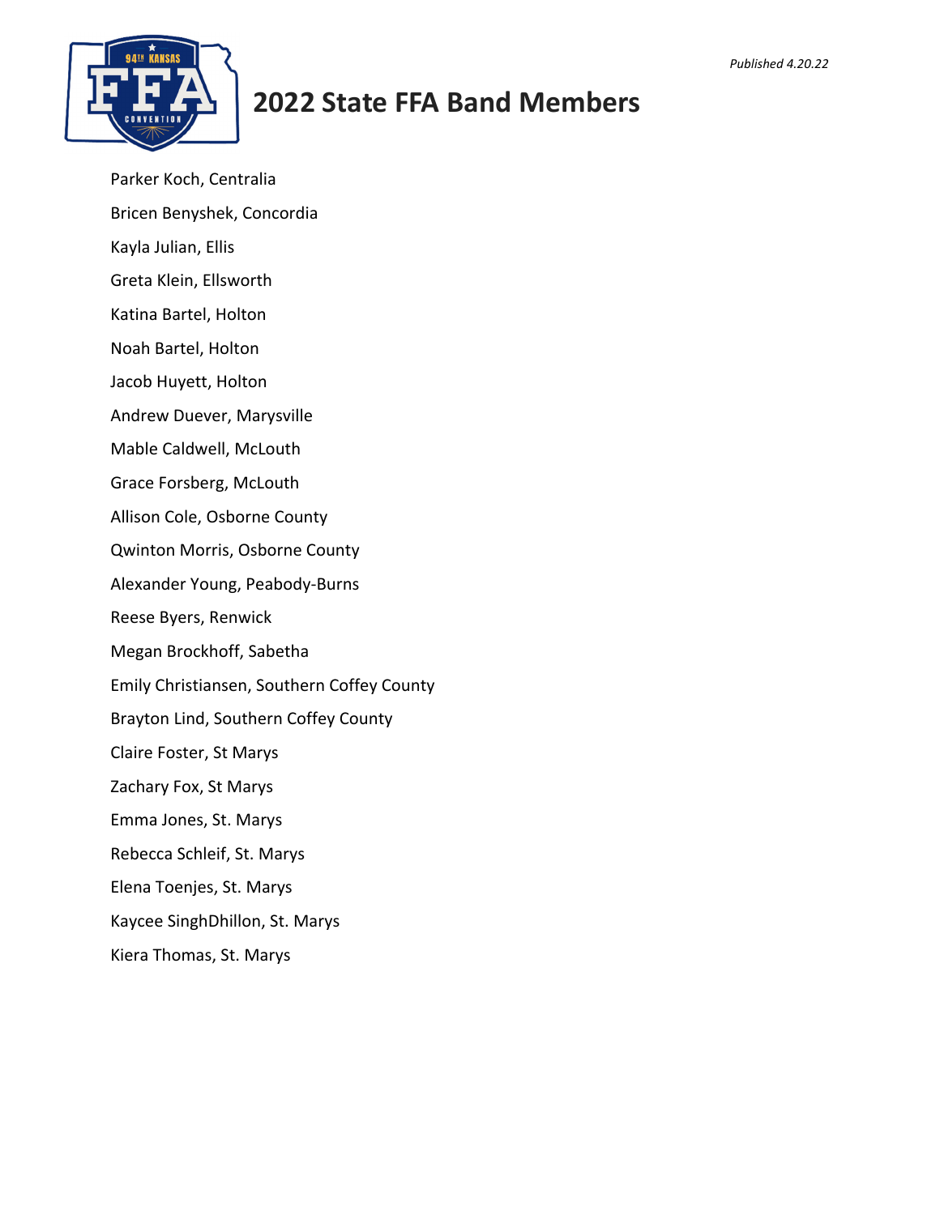*Published 4.20.22*

# 2022 State FFA Band Members

Parker Koch, Centralia

Bricen Benyshek, Concordia

Kayla Julian, Ellis

Greta Klein, Ellsworth

Katina Bartel, Holton

Noah Bartel, Holton

Jacob Huyett, Holton

Andrew Duever, Marysville

Mable Caldwell, McLouth

Grace Forsberg, McLouth

Allison Cole, Osborne County

Qwinton Morris, Osborne County

Alexander Young, Peabody-Burns

Reese Byers, Renwick

Megan Brockhoff, Sabetha

Emily Christiansen, Southern Coffey County

Brayton Lind, Southern Coffey County

Claire Foster, St Marys

Zachary Fox, St Marys

Emma Jones, St. Marys

Rebecca Schleif, St. Marys

Elena Toenjes, St. Marys

Kaycee SinghDhillon, St. Marys

Kiera Thomas, St. Marys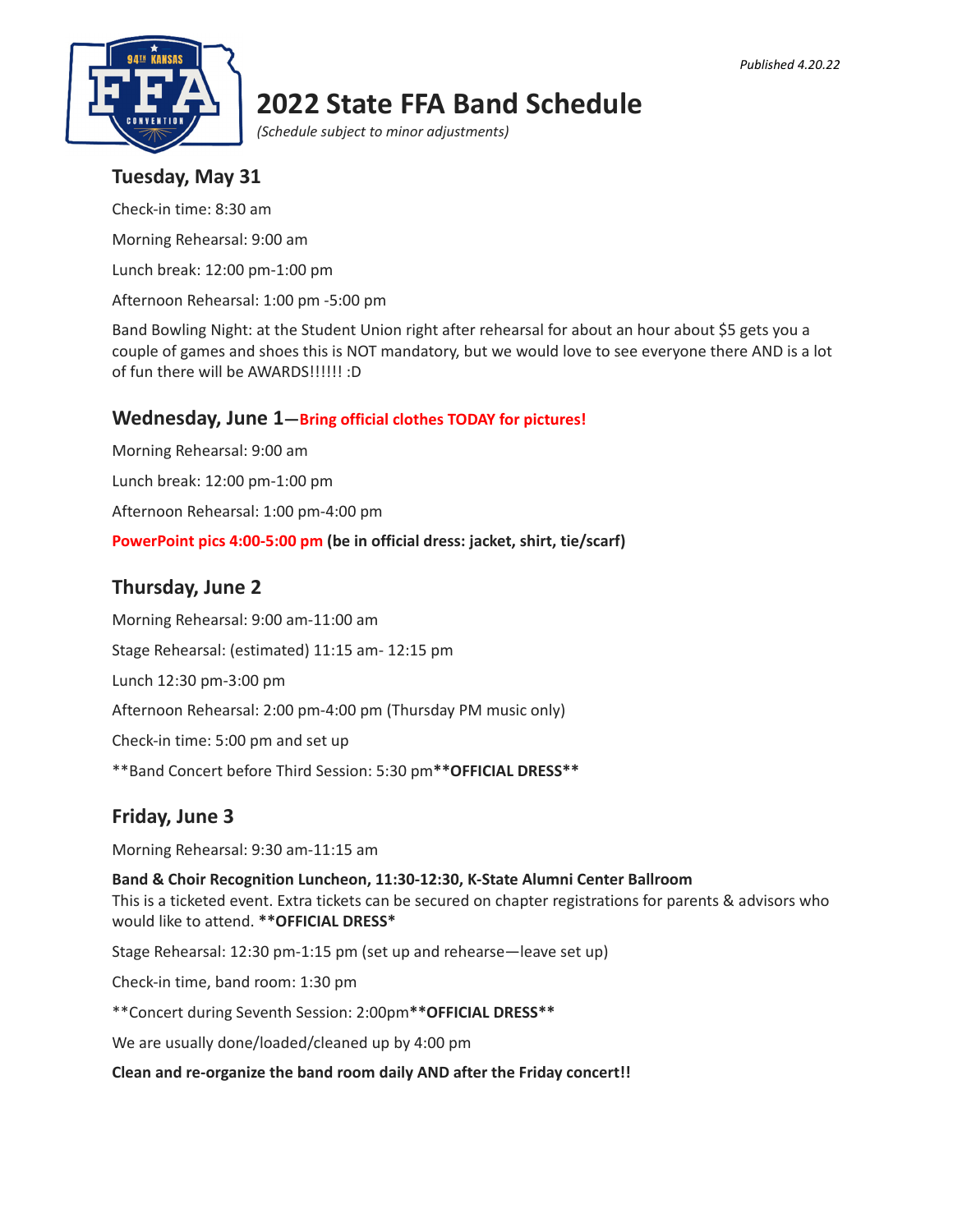*Published 4.20.22*

# 2022 State FFA Band Schedule

*(Schedule subject to minor adjustments)*

## Tuesday, May 31

Check-in time: 8:30 am

Morning Rehearsal: 9:00 am

Lunch break: 12:00 pm-1:00 pm

Afternoon Rehearsal: 1:00 pm -5:00 pm

Band Bowling Night: at the Student Union right after rehearsal for about an hour about $5 gets you a couple of games and shoes this is NOT mandatory, but we would love to see everyone there AND is a lot of fun there will be AWARDS!!!!!! :D

## Wednesday, June 1—**Bring official clothes TODAY for pictures!**

Morning Rehearsal: 9:00 am

Lunch break: 12:00 pm-1:00 pm

Afternoon Rehearsal: 1:00 pm-4:00 pm

**PowerPoint pics 4:00-5:00 pm (be in official dress: jacket, shirt, tie/scarf)**

## Thursday, June 2

Morning Rehearsal: 9:00 am-11:00 am

Stage Rehearsal: (estimated) 11:15 am- 12:15 pm

Lunch 12:30 pm-3:00 pm

Afternoon Rehearsal: 2:00 pm-4:00 pm (Thursday PM music only)

Check-in time: 5:00 pm and set up

**Band Concert before Third Session: 5:30 pm**\*\*OFFICIAL DRESS\*\***

## Friday, June 3

Morning Rehearsal: 9:30 am-11:15 am

**Band & Choir Recognition Luncheon, 11:30-12:30, K-State Alumni Center Ballroom**
This is a ticketed event. Extra tickets can be secured on chapter registrations for parents & advisors who would like to attend. **\*\*OFFICIAL DRESS\***

Stage Rehearsal: 12:30 pm-1:15 pm (set up and rehearse—leave set up)

Check-in time, band room: 1:30 pm

**Concert during Seventh Session: 2:00pm**\*\*OFFICIAL DRESS\*\***

We are usually done/loaded/cleaned up by 4:00 pm

**Clean and re-organize the band room daily AND after the Friday concert!!**